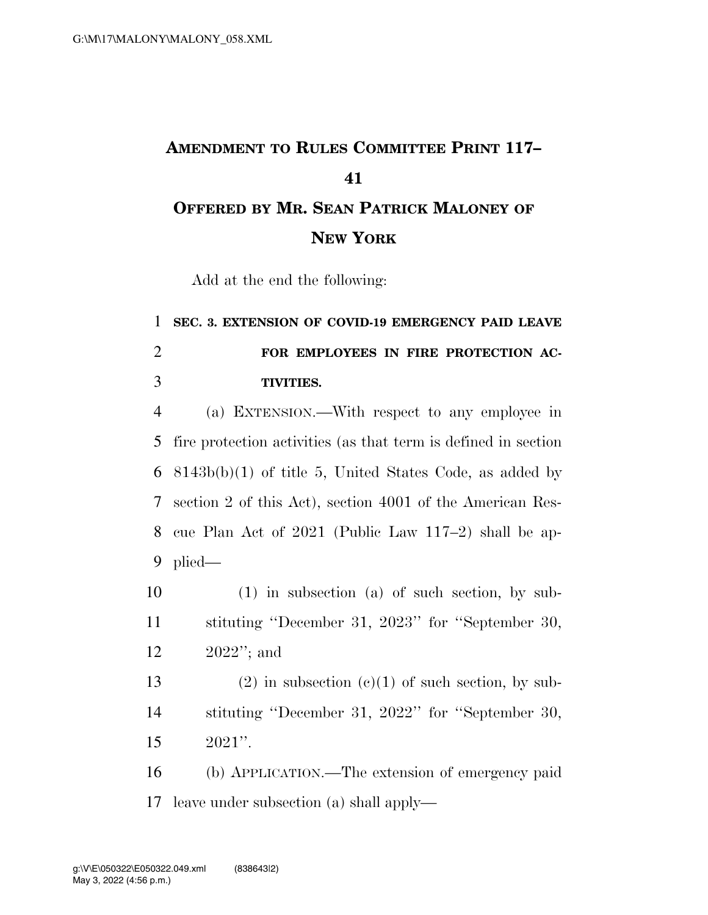# AMENDMENT TO RULES COMMITTEE PRINT 117–41

## OFFERED BY MR. SEAN PATRICK MALONEY OF NEW YORK

Add at the end the following:

**SEC. 3. EXTENSION OF COVID-19 EMERGENCY PAID LEAVE FOR EMPLOYEES IN FIRE PROTECTION ACTIVITIES.**

(a) EXTENSION.—With respect to any employee in fire protection activities (as that term is defined in section 8143b(b)(1) of title 5, United States Code, as added by section 2 of this Act), section 4001 of the American Rescue Plan Act of 2021 (Public Law 117–2) shall be applied—

(1) in subsection (a) of such section, by substituting ''December 31, 2023'' for ''September 30, 2022''; and

(2) in subsection (c)(1) of such section, by substituting ''December 31, 2022'' for ''September 30, 2021''.

(b) APPLICATION.—The extension of emergency paid leave under subsection (a) shall apply—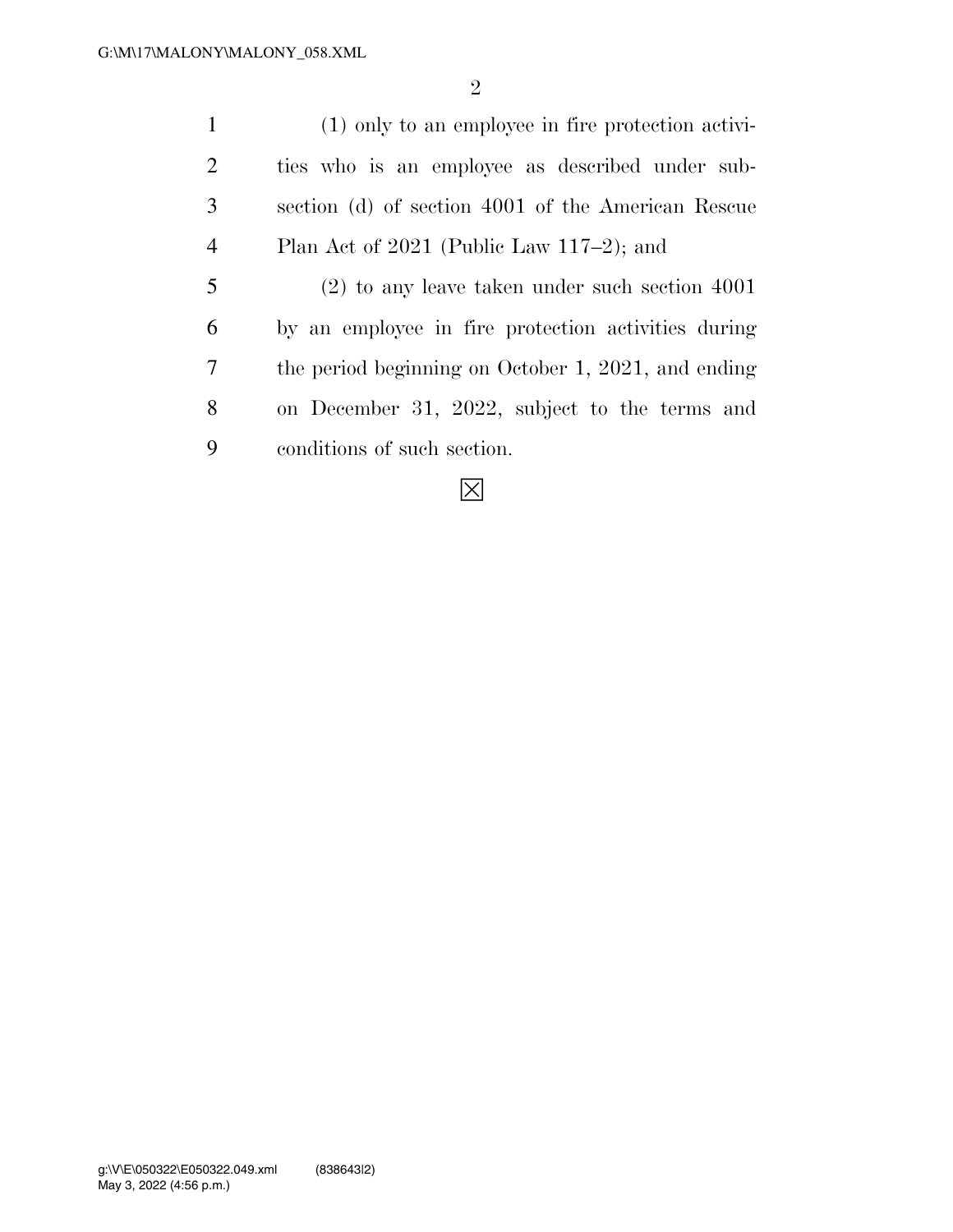(1) only to an employee in fire protection activities who is an employee as described under subsection (d) of section 4001 of the American Rescue Plan Act of 2021 (Public Law 117–2); and

(2) to any leave taken under such section 4001 by an employee in fire protection activities during the period beginning on October 1, 2021, and ending on December 31, 2022, subject to the terms and conditions of such section.